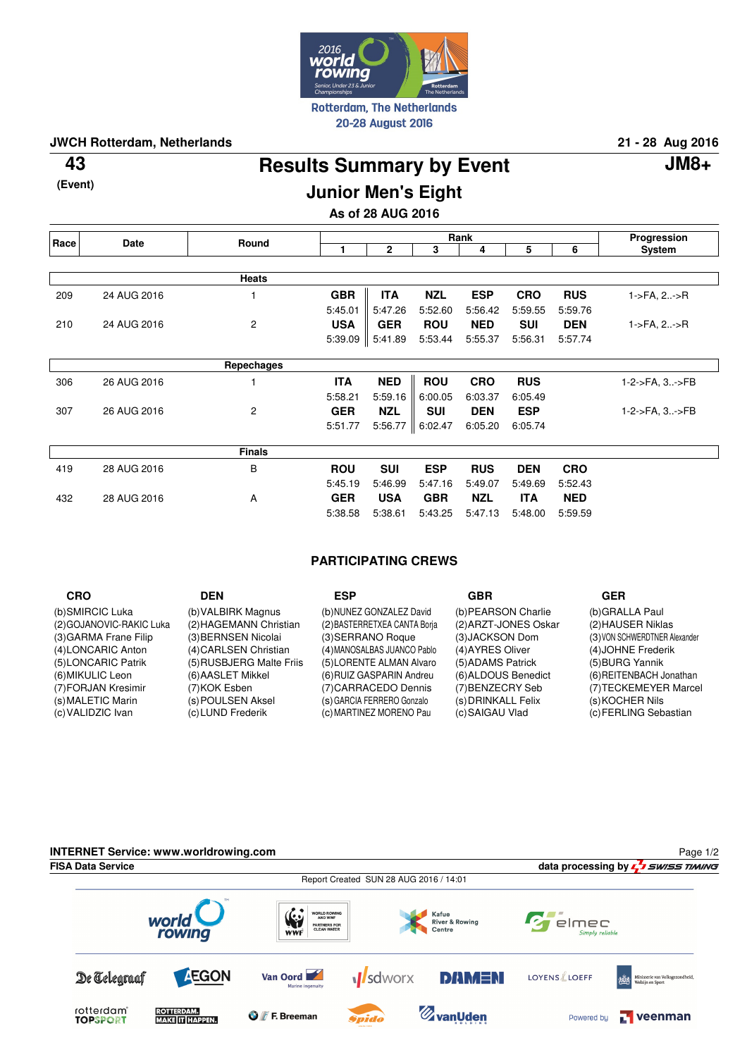Rotterdam, The Netherlands
20-28 August 2016

**JWCH Rotterdam, Netherlands** — **21 - 28 Aug 2016**

**43** (Event)

# Results Summary by Event

## Junior Men's Eight

**JM8+**

**As of 28 AUG 2016**

| Race | Date | Round | Rank 1 | 2 | 3 | 4 | 5 | 6 | Progression System |
|---|---|---|---|---|---|---|---|---|---|
| | | **Heats** | | | | | | | |
| 209 | 24 AUG 2016 | 1 | GBR 5:45.01 | ITA 5:47.26 | NZL 5:52.60 | ESP 5:56.42 | CRO 5:59.55 | RUS 5:59.76 | 1->FA, 2..->R |
| 210 | 24 AUG 2016 | 2 | USA 5:39.09 | GER 5:41.89 | ROU 5:53.44 | NED 5:55.37 | SUI 5:56.31 | DEN 5:57.74 | 1->FA, 2..->R |
| | | **Repechages** | | | | | | | |
| 306 | 26 AUG 2016 | 1 | ITA 5:58.21 | NED 5:59.16 | ROU 6:00.05 | CRO 6:03.37 | RUS 6:05.49 | | 1-2->FA, 3..->FB |
| 307 | 26 AUG 2016 | 2 | GER 5:51.77 | NZL 5:56.77 | SUI 6:02.47 | DEN 6:05.20 | ESP 6:05.74 | | 1-2->FA, 3..->FB |
| | | **Finals** | | | | | | | |
| 419 | 28 AUG 2016 | B | ROU 5:45.19 | SUI 5:46.99 | ESP 5:47.16 | RUS 5:49.07 | DEN 5:49.69 | CRO 5:52.43 | |
| 432 | 28 AUG 2016 | A | GER 5:38.58 | USA 5:38.61 | GBR 5:43.25 | NZL 5:47.13 | ITA 5:48.00 | NED 5:59.59 | |

## PARTICIPATING CREWS

**CRO**
(b)SMIRCIC Luka
(2)GOJANOVIC-RAKIC Luka
(3)GARMA Frane Filip
(4)LONCARIC Anton
(5)LONCARIC Patrik
(6)MIKULIC Leon
(7)FORJAN Kresimir
(s)MALETIC Marin
(c)VALIDZIC Ivan

**DEN**
(b)VALBIRK Magnus
(2)HAGEMANN Christian
(3)BERNSEN Nicolai
(4)CARLSEN Christian
(5)RUSBJERG Malte Friis
(6)AASLET Mikkel
(7)KOK Esben
(s)POULSEN Aksel
(c)LUND Frederik

**ESP**
(b)NUNEZ GONZALEZ David
(2)BASTERRETXEA CANTA Borja
(3)SERRANO Roque
(4)MANOSALBAS JUANCO Pablo
(5)LORENTE ALMAN Alvaro
(6)RUIZ GASPARIN Andreu
(7)CARRACEDO Dennis
(s)GARCIA FERRERO Gonzalo
(c)MARTINEZ MORENO Pau

**GBR**
(b)PEARSON Charlie
(2)ARZT-JONES Oskar
(3)JACKSON Dom
(4)AYRES Oliver
(5)ADAMS Patrick
(6)ALDOUS Benedict
(7)BENZECRY Seb
(s)DRINKALL Felix
(c)SAIGAU Vlad

**GER**
(b)GRALLA Paul
(2)HAUSER Niklas
(3)VON SCHWERDTNER Alexander
(4)JOHNE Frederik
(5)BURG Yannik
(6)REITENBACH Jonathan
(7)TECKEMEYER Marcel
(s)KOCHER Nils
(c)FERLING Sebastian

**INTERNET Service: www.worldrowing.com**
**FISA Data Service** — **data processing by SWISS TIMING**
Report Created SUN 28 AUG 2016 / 14:01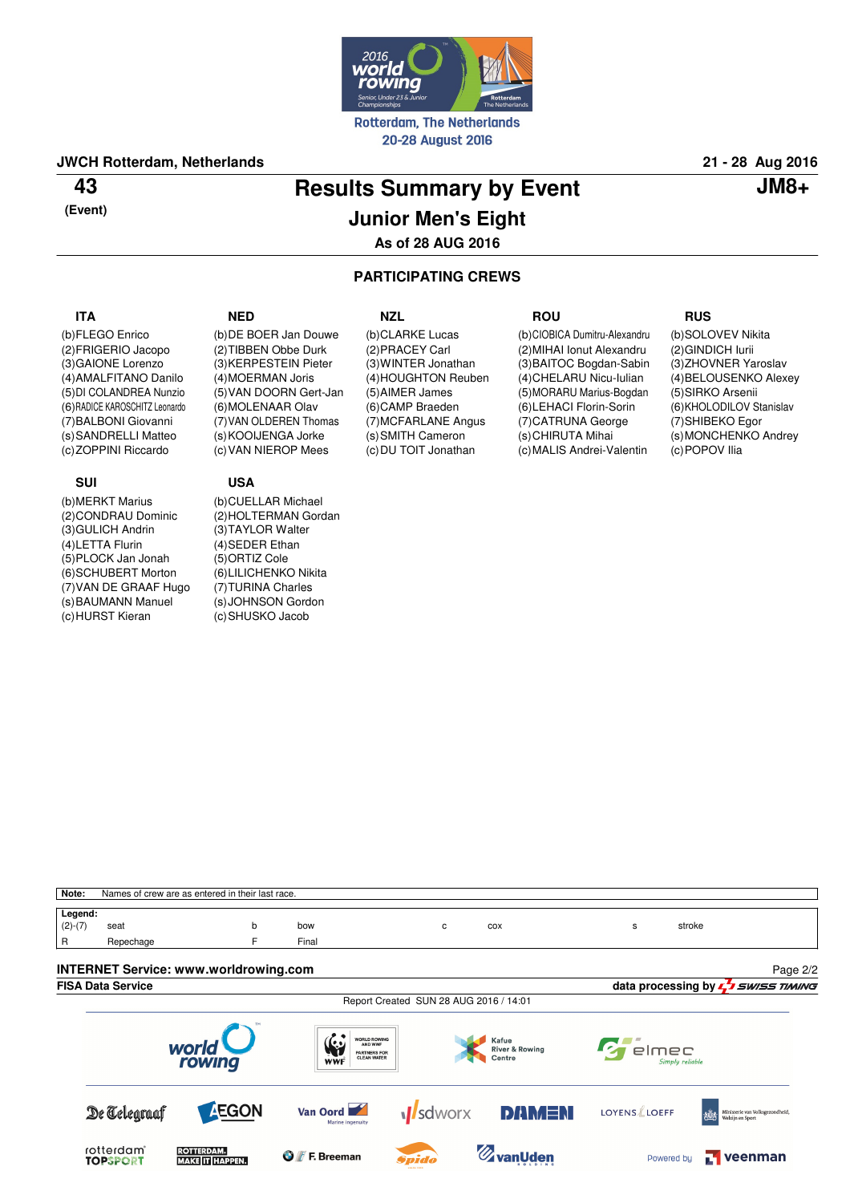**JWCH Rotterdam, Netherlands** — **21 - 28 Aug 2016**

**43**
**(Event)**

# Results Summary by Event

**JM8+**

## Junior Men's Eight

**As of 28 AUG 2016**

### PARTICIPATING CREWS

| ITA | NED | NZL | ROU | RUS |
|---|---|---|---|---|
| (b)FLEGO Enrico | (b)DE BOER Jan Douwe | (b)CLARKE Lucas | (b)CIOBICA Dumitru-Alexandru | (b)SOLOVEV Nikita |
| (2)FRIGERIO Jacopo | (2)TIBBEN Obbe Durk | (2)PRACEY Carl | (2)MIHAI Ionut Alexandru | (2)GINDICH Iurii |
| (3)GAIONE Lorenzo | (3)KERPESTEIN Pieter | (3)WINTER Jonathan | (3)BAITOC Bogdan-Sabin | (3)ZHOVNER Yaroslav |
| (4)AMALFITANO Danilo | (4)MOERMAN Joris | (4)HOUGHTON Reuben | (4)CHELARU Nicu-Iulian | (4)BELOUSENKO Alexey |
| (5)DI COLANDREA Nunzio | (5)VAN DOORN Gert-Jan | (5)AIMER James | (5)MORARU Marius-Bogdan | (5)SIRKO Arsenii |
| (6)RADICE KAROSCHITZ Leonardo | (6)MOLENAAR Olav | (6)CAMP Braeden | (6)LEHACI Florin-Sorin | (6)KHOLODILOV Stanislav |
| (7)BALBONI Giovanni | (7)VAN OLDEREN Thomas | (7)MCFARLANE Angus | (7)CATRUNA George | (7)SHIBEKO Egor |
| (s)SANDRELLI Matteo | (s)KOOIJENGA Jorke | (s)SMITH Cameron | (s)CHIRUTA Mihai | (s)MONCHENKO Andrey |
| (c)ZOPPINI Riccardo | (c)VAN NIEROP Mees | (c)DU TOIT Jonathan | (c)MALIS Andrei-Valentin | (c)POPOV Ilia |

| SUI | USA |
|---|---|
| (b)MERKT Marius | (b)CUELLAR Michael |
| (2)CONDRAU Dominic | (2)HOLTERMAN Gordan |
| (3)GULICH Andrin | (3)TAYLOR Walter |
| (4)LETTA Flurin | (4)SEDER Ethan |
| (5)PLOCK Jan Jonah | (5)ORTIZ Cole |
| (6)SCHUBERT Morton | (6)LILICHENKO Nikita |
| (7)VAN DE GRAAF Hugo | (7)TURINA Charles |
| (s)BAUMANN Manuel | (s)JOHNSON Gordon |
| (c)HURST Kieran | (c)SHUSKO Jacob |

**Note:** Names of crew are as entered in their last race.

**Legend:**

| | | | | | | | |
|---|---|---|---|---|---|---|---|
| (2)-(7) | seat | b | bow | c | cox | s | stroke |
| R | Repechage | F | Final | | | | |

**INTERNET Service: www.worldrowing.com**
**FISA Data Service** — **data processing by SWISS TIMING**

Report Created SUN 28 AUG 2016 / 14:01